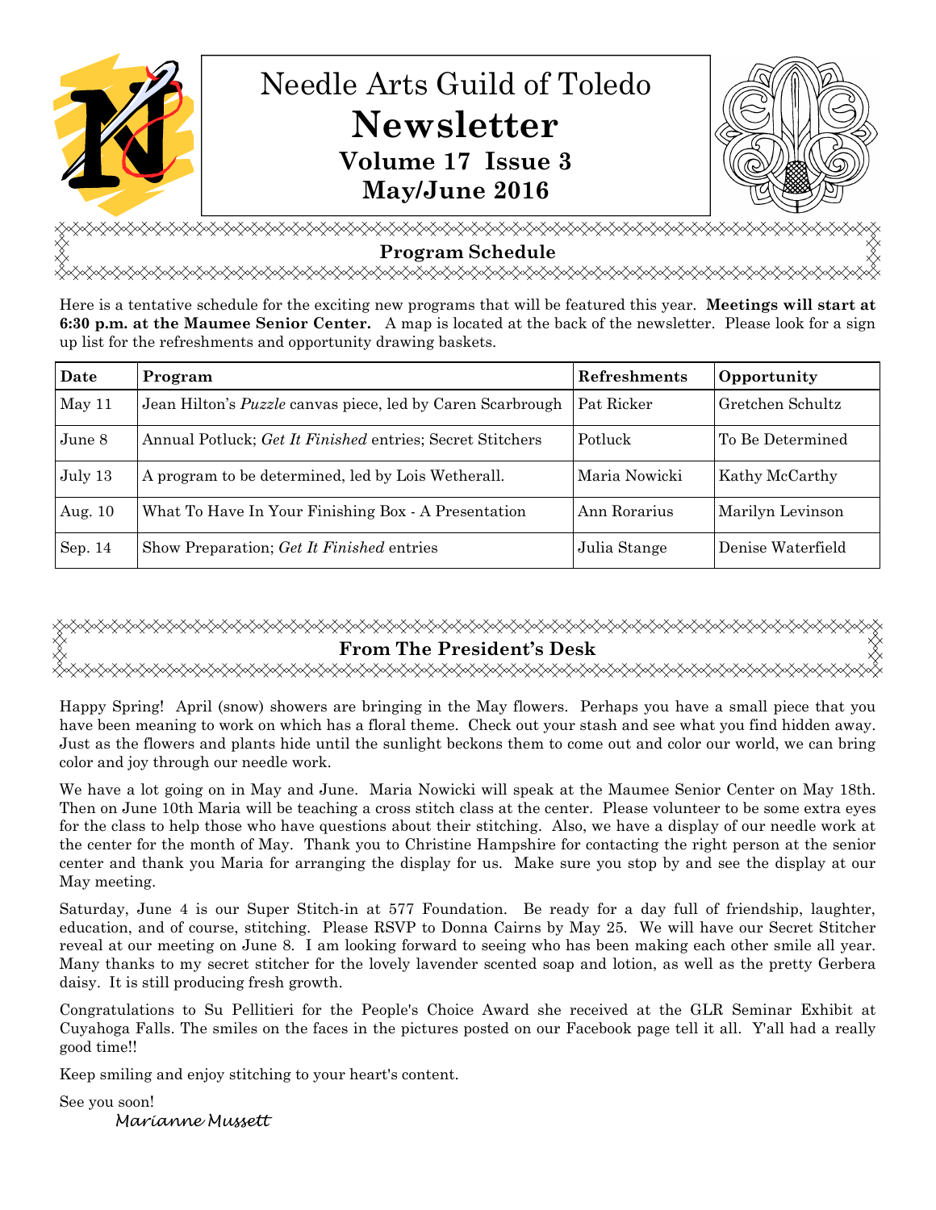# Needle Arts Guild of Toledo

# Newsletter

**Volume 17 Issue 3**

**May/June 2016**

## Program Schedule

Here is a tentative schedule for the exciting new programs that will be featured this year. **Meetings will start at 6:30 p.m. at the Maumee Senior Center.** A map is located at the back of the newsletter. Please look for a sign up list for the refreshments and opportunity drawing baskets.

| Date | Program | Refreshments | Opportunity |
|---|---|---|---|
| May 11 | Jean Hilton's *Puzzle* canvas piece, led by Caren Scarbrough | Pat Ricker | Gretchen Schultz |
| June 8 | Annual Potluck; *Get It Finished* entries; Secret Stitchers | Potluck | To Be Determined |
| July 13 | A program to be determined, led by Lois Wetherall. | Maria Nowicki | Kathy McCarthy |
| Aug. 10 | What To Have In Your Finishing Box - A Presentation | Ann Rorarius | Marilyn Levinson |
| Sep. 14 | Show Preparation; *Get It Finished* entries | Julia Stange | Denise Waterfield |

## From The President's Desk

Happy Spring! April (snow) showers are bringing in the May flowers. Perhaps you have a small piece that you have been meaning to work on which has a floral theme. Check out your stash and see what you find hidden away. Just as the flowers and plants hide until the sunlight beckons them to come out and color our world, we can bring color and joy through our needle work.

We have a lot going on in May and June. Maria Nowicki will speak at the Maumee Senior Center on May 18th. Then on June 10th Maria will be teaching a cross stitch class at the center. Please volunteer to be some extra eyes for the class to help those who have questions about their stitching. Also, we have a display of our needle work at the center for the month of May. Thank you to Christine Hampshire for contacting the right person at the senior center and thank you Maria for arranging the display for us. Make sure you stop by and see the display at our May meeting.

Saturday, June 4 is our Super Stitch-in at 577 Foundation. Be ready for a day full of friendship, laughter, education, and of course, stitching. Please RSVP to Donna Cairns by May 25. We will have our Secret Stitcher reveal at our meeting on June 8. I am looking forward to seeing who has been making each other smile all year. Many thanks to my secret stitcher for the lovely lavender scented soap and lotion, as well as the pretty Gerbera daisy. It is still producing fresh growth.

Congratulations to Su Pellitieri for the People's Choice Award she received at the GLR Seminar Exhibit at Cuyahoga Falls. The smiles on the faces in the pictures posted on our Facebook page tell it all. Y'all had a really good time!!

Keep smiling and enjoy stitching to your heart's content.

See you soon!

*Marianne Mussett*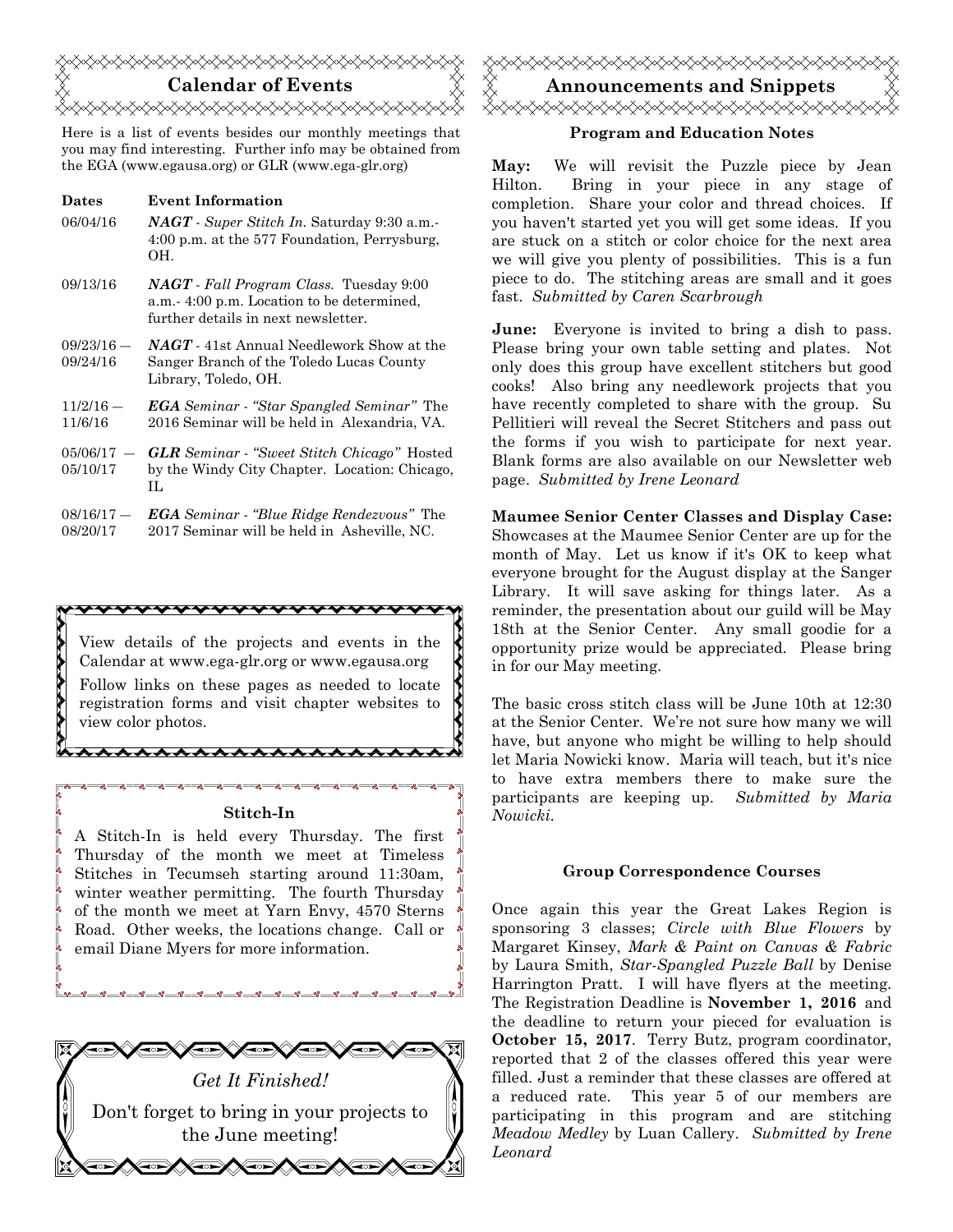## Calendar of Events

Here is a list of events besides our monthly meetings that you may find interesting. Further info may be obtained from the EGA (www.egausa.org) or GLR (www.ega-glr.org)

| Dates | Event Information |
|---|---|
| 06/04/16 | ***NAGT*** - *Super Stitch In.* Saturday 9:30 a.m.- 4:00 p.m. at the 577 Foundation, Perrysburg, OH. |
| 09/13/16 | ***NAGT*** - *Fall Program Class.* Tuesday 9:00 a.m.- 4:00 p.m. Location to be determined, further details in next newsletter. |
| 09/23/16 — 09/24/16 | ***NAGT*** - 41st Annual Needlework Show at the Sanger Branch of the Toledo Lucas County Library, Toledo, OH. |
| 11/2/16 — 11/6/16 | ***EGA*** *Seminar - "Star Spangled Seminar"* The 2016 Seminar will be held in Alexandria, VA. |
| 05/06/17 — 05/10/17 | ***GLR*** *Seminar - "Sweet Stitch Chicago"* Hosted by the Windy City Chapter. Location: Chicago, IL |
| 08/16/17 — 08/20/17 | ***EGA*** *Seminar - "Blue Ridge Rendezvous"* The 2017 Seminar will be held in Asheville, NC. |

View details of the projects and events in the Calendar at www.ega-glr.org or www.egausa.org

Follow links on these pages as needed to locate registration forms and visit chapter websites to view color photos.

### Stitch-In

A Stitch-In is held every Thursday. The first Thursday of the month we meet at Timeless Stitches in Tecumseh starting around 11:30am, winter weather permitting. The fourth Thursday of the month we meet at Yarn Envy, 4570 Sterns Road. Other weeks, the locations change. Call or email Diane Myers for more information.

*Get It Finished!*

Don't forget to bring in your projects to the June meeting!

## Announcements and Snippets

### Program and Education Notes

**May:** We will revisit the Puzzle piece by Jean Hilton. Bring in your piece in any stage of completion. Share your color and thread choices. If you haven't started yet you will get some ideas. If you are stuck on a stitch or color choice for the next area we will give you plenty of possibilities. This is a fun piece to do. The stitching areas are small and it goes fast. *Submitted by Caren Scarbrough*

**June:** Everyone is invited to bring a dish to pass. Please bring your own table setting and plates. Not only does this group have excellent stitchers but good cooks! Also bring any needlework projects that you have recently completed to share with the group. Su Pellitieri will reveal the Secret Stitchers and pass out the forms if you wish to participate for next year. Blank forms are also available on our Newsletter web page. *Submitted by Irene Leonard*

**Maumee Senior Center Classes and Display Case:** Showcases at the Maumee Senior Center are up for the month of May. Let us know if it's OK to keep what everyone brought for the August display at the Sanger Library. It will save asking for things later. As a reminder, the presentation about our guild will be May 18th at the Senior Center. Any small goodie for a opportunity prize would be appreciated. Please bring in for our May meeting.

The basic cross stitch class will be June 10th at 12:30 at the Senior Center. We're not sure how many we will have, but anyone who might be willing to help should let Maria Nowicki know. Maria will teach, but it's nice to have extra members there to make sure the participants are keeping up. *Submitted by Maria Nowicki.*

### Group Correspondence Courses

Once again this year the Great Lakes Region is sponsoring 3 classes; *Circle with Blue Flowers* by Margaret Kinsey, *Mark & Paint on Canvas & Fabric* by Laura Smith, *Star-Spangled Puzzle Ball* by Denise Harrington Pratt. I will have flyers at the meeting. The Registration Deadline is **November 1, 2016** and the deadline to return your pieced for evaluation is **October 15, 2017**. Terry Butz, program coordinator, reported that 2 of the classes offered this year were filled. Just a reminder that these classes are offered at a reduced rate. This year 5 of our members are participating in this program and are stitching *Meadow Medley* by Luan Callery. *Submitted by Irene Leonard*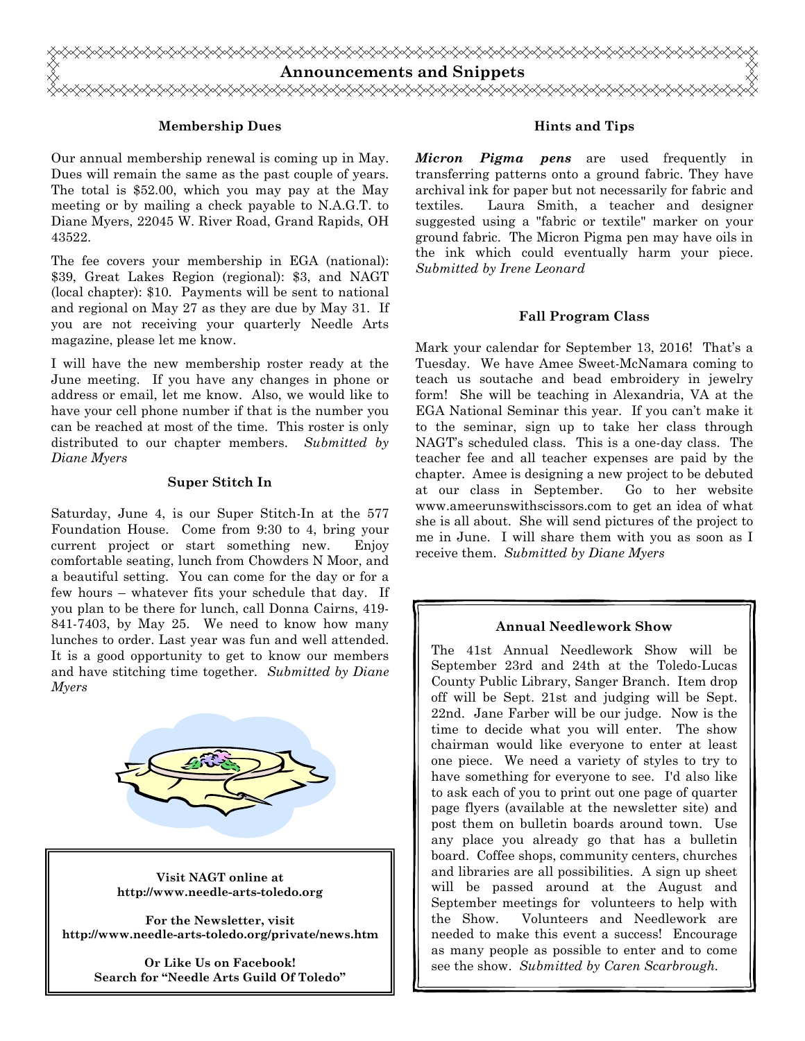# Announcements and Snippets

### Membership Dues

Our annual membership renewal is coming up in May. Dues will remain the same as the past couple of years. The total is $52.00, which you may pay at the May meeting or by mailing a check payable to N.A.G.T. to Diane Myers, 22045 W. River Road, Grand Rapids, OH 43522.

The fee covers your membership in EGA (national): $39, Great Lakes Region (regional): $3, and NAGT (local chapter): $10. Payments will be sent to national and regional on May 27 as they are due by May 31. If you are not receiving your quarterly Needle Arts magazine, please let me know.

I will have the new membership roster ready at the June meeting. If you have any changes in phone or address or email, let me know. Also, we would like to have your cell phone number if that is the number you can be reached at most of the time. This roster is only distributed to our chapter members. *Submitted by Diane Myers*

### Super Stitch In

Saturday, June 4, is our Super Stitch-In at the 577 Foundation House. Come from 9:30 to 4, bring your current project or start something new. Enjoy comfortable seating, lunch from Chowders N Moor, and a beautiful setting. You can come for the day or for a few hours – whatever fits your schedule that day. If you plan to be there for lunch, call Donna Cairns, 419-841-7403, by May 25. We need to know how many lunches to order. Last year was fun and well attended. It is a good opportunity to get to know our members and have stitching time together. *Submitted by Diane Myers*

**Visit NAGT online at**
**http://www.needle-arts-toledo.org**

**For the Newsletter, visit**
**http://www.needle-arts-toledo.org/private/news.htm**

**Or Like Us on Facebook!**
**Search for "Needle Arts Guild Of Toledo"**

### Hints and Tips

***Micron Pigma pens*** are used frequently in transferring patterns onto a ground fabric. They have archival ink for paper but not necessarily for fabric and textiles. Laura Smith, a teacher and designer suggested using a "fabric or textile" marker on your ground fabric. The Micron Pigma pen may have oils in the ink which could eventually harm your piece. *Submitted by Irene Leonard*

### Fall Program Class

Mark your calendar for September 13, 2016! That's a Tuesday. We have Amee Sweet-McNamara coming to teach us soutache and bead embroidery in jewelry form! She will be teaching in Alexandria, VA at the EGA National Seminar this year. If you can't make it to the seminar, sign up to take her class through NAGT's scheduled class. This is a one-day class. The teacher fee and all teacher expenses are paid by the chapter. Amee is designing a new project to be debuted at our class in September. Go to her website www.ameerunswithscissors.com to get an idea of what she is all about. She will send pictures of the project to me in June. I will share them with you as soon as I receive them. *Submitted by Diane Myers*

### Annual Needlework Show

The 41st Annual Needlework Show will be September 23rd and 24th at the Toledo-Lucas County Public Library, Sanger Branch. Item drop off will be Sept. 21st and judging will be Sept. 22nd. Jane Farber will be our judge. Now is the time to decide what you will enter. The show chairman would like everyone to enter at least one piece. We need a variety of styles to try to have something for everyone to see. I'd also like to ask each of you to print out one page of quarter page flyers (available at the newsletter site) and post them on bulletin boards around town. Use any place you already go that has a bulletin board. Coffee shops, community centers, churches and libraries are all possibilities. A sign up sheet will be passed around at the August and September meetings for volunteers to help with the Show. Volunteers and Needlework are needed to make this event a success! Encourage as many people as possible to enter and to come see the show. *Submitted by Caren Scarbrough.*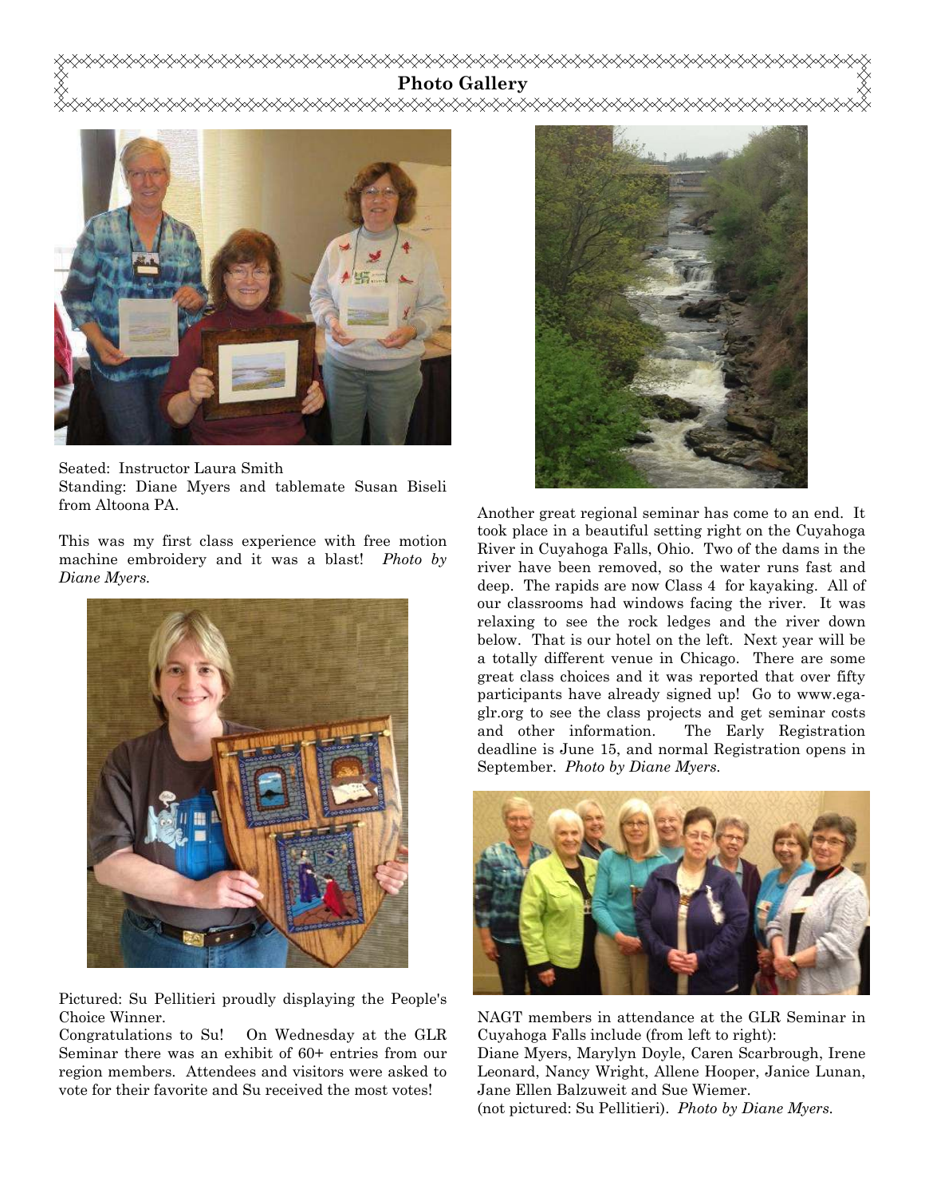## Photo Gallery

Seated: Instructor Laura Smith
Standing: Diane Myers and tablemate Susan Biseli from Altoona PA.

This was my first class experience with free motion machine embroidery and it was a blast! *Photo by Diane Myers.*

Pictured: Su Pellitieri proudly displaying the People's Choice Winner.
Congratulations to Su! On Wednesday at the GLR Seminar there was an exhibit of 60+ entries from our region members. Attendees and visitors were asked to vote for their favorite and Su received the most votes!

Another great regional seminar has come to an end. It took place in a beautiful setting right on the Cuyahoga River in Cuyahoga Falls, Ohio. Two of the dams in the river have been removed, so the water runs fast and deep. The rapids are now Class 4 for kayaking. All of our classrooms had windows facing the river. It was relaxing to see the rock ledges and the river down below. That is our hotel on the left. Next year will be a totally different venue in Chicago. There are some great class choices and it was reported that over fifty participants have already signed up! Go to www.ega-glr.org to see the class projects and get seminar costs and other information. The Early Registration deadline is June 15, and normal Registration opens in September. *Photo by Diane Myers.*

NAGT members in attendance at the GLR Seminar in Cuyahoga Falls include (from left to right):
Diane Myers, Marylyn Doyle, Caren Scarbrough, Irene Leonard, Nancy Wright, Allene Hooper, Janice Lunan, Jane Ellen Balzuweit and Sue Wiemer.
(not pictured: Su Pellitieri). *Photo by Diane Myers.*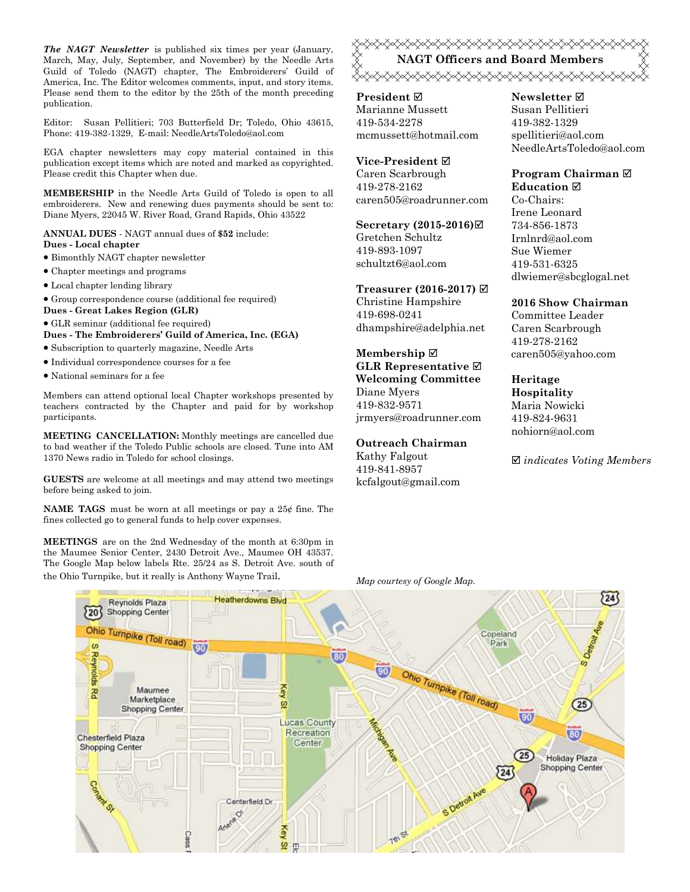*The NAGT Newsletter* is published six times per year (January, March, May, July, September, and November) by the Needle Arts Guild of Toledo (NAGT) chapter, The Embroiderers' Guild of America, Inc. The Editor welcomes comments, input, and story items. Please send them to the editor by the 25th of the month preceding publication.

Editor: Susan Pellitieri; 703 Butterfield Dr; Toledo, Ohio 43615, Phone: 419-382-1329, E-mail: NeedleArtsToledo@aol.com

EGA chapter newsletters may copy material contained in this publication except items which are noted and marked as copyrighted. Please credit this Chapter when due.

**MEMBERSHIP** in the Needle Arts Guild of Toledo is open to all embroiderers. New and renewing dues payments should be sent to: Diane Myers, 22045 W. River Road, Grand Rapids, Ohio 43522

**ANNUAL DUES** - NAGT annual dues of **$52** include:

**Dues - Local chapter**

- Bimonthly NAGT chapter newsletter
- Chapter meetings and programs
- Local chapter lending library
- Group correspondence course (additional fee required)

**Dues - Great Lakes Region (GLR)**

- GLR seminar (additional fee required)

**Dues - The Embroiderers' Guild of America, Inc. (EGA)**

- Subscription to quarterly magazine, Needle Arts
- Individual correspondence courses for a fee
- National seminars for a fee

Members can attend optional local Chapter workshops presented by teachers contracted by the Chapter and paid for by workshop participants.

**MEETING CANCELLATION:** Monthly meetings are cancelled due to bad weather if the Toledo Public schools are closed. Tune into AM 1370 News radio in Toledo for school closings.

**GUESTS** are welcome at all meetings and may attend two meetings before being asked to join.

**NAME TAGS** must be worn at all meetings or pay a 25¢ fine. The fines collected go to general funds to help cover expenses.

**MEETINGS** are on the 2nd Wednesday of the month at 6:30pm in the Maumee Senior Center, 2430 Detroit Ave., Maumee OH 43537. The Google Map below labels Rte. 25/24 as S. Detroit Ave. south of the Ohio Turnpike, but it really is Anthony Wayne Trail.

## NAGT Officers and Board Members

**President ☑**
Marianne Mussett
419-534-2278
mcmussett@hotmail.com

**Vice-President ☑**
Caren Scarbrough
419-278-2162
caren505@roadrunner.com

**Secretary (2015-2016)☑**
Gretchen Schultz
419-893-1097
schultzt6@aol.com

**Treasurer (2016-2017) ☑**
Christine Hampshire
419-698-0241
dhampshire@adelphia.net

**Membership ☑**
**GLR Representative ☑**
**Welcoming Committee**
Diane Myers
419-832-9571
jrmyers@roadrunner.com

**Outreach Chairman**
Kathy Falgout
419-841-8957
kcfalgout@gmail.com

**Newsletter ☑**
Susan Pellitieri
419-382-1329
spellitieri@aol.com
NeedleArtsToledo@aol.com

**Program Chairman ☑**
**Education ☑**
Co-Chairs:
Irene Leonard
734-856-1873
Irnlnrd@aol.com
Sue Wiemer
419-531-6325
dlwiemer@sbcglogal.net

**2016 Show Chairman**
Committee Leader
Caren Scarbrough
419-278-2162
caren505@yahoo.com

**Heritage**
**Hospitality**
Maria Nowicki
419-824-9631
nohiorn@aol.com

☑ *indicates Voting Members*

*Map courtesy of Google Map.*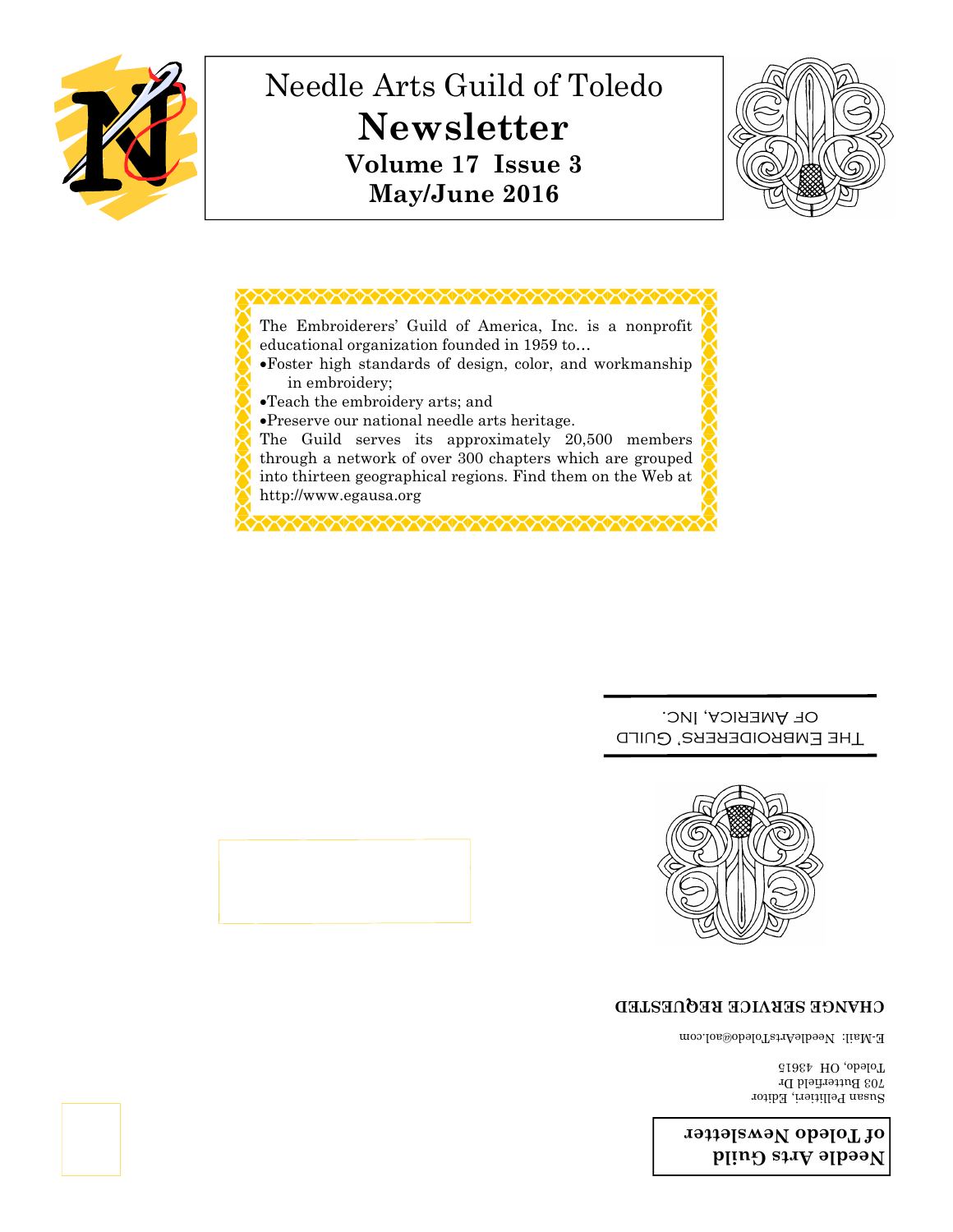# Needle Arts Guild of Toledo

## Newsletter

### Volume 17 Issue 3
### May/June 2016

The Embroiderers' Guild of America, Inc. is a nonprofit educational organization founded in 1959 to…

- Foster high standards of design, color, and workmanship in embroidery;
- Teach the embroidery arts; and
- Preserve our national needle arts heritage.

The Guild serves its approximately 20,500 members through a network of over 300 chapters which are grouped into thirteen geographical regions. Find them on the Web at http://www.egausa.org

THE EMBROIDERERS' GUILD OF AMERICA, INC.

**CHANGE SERVICE REQUESTED**

E-Mail: NeedleArtsToledo@aol.com

Susan Pellitieri, Editor
703 Butterfield Dr
Toledo, OH 43615

**Needle Arts Guild of Toledo Newsletter**